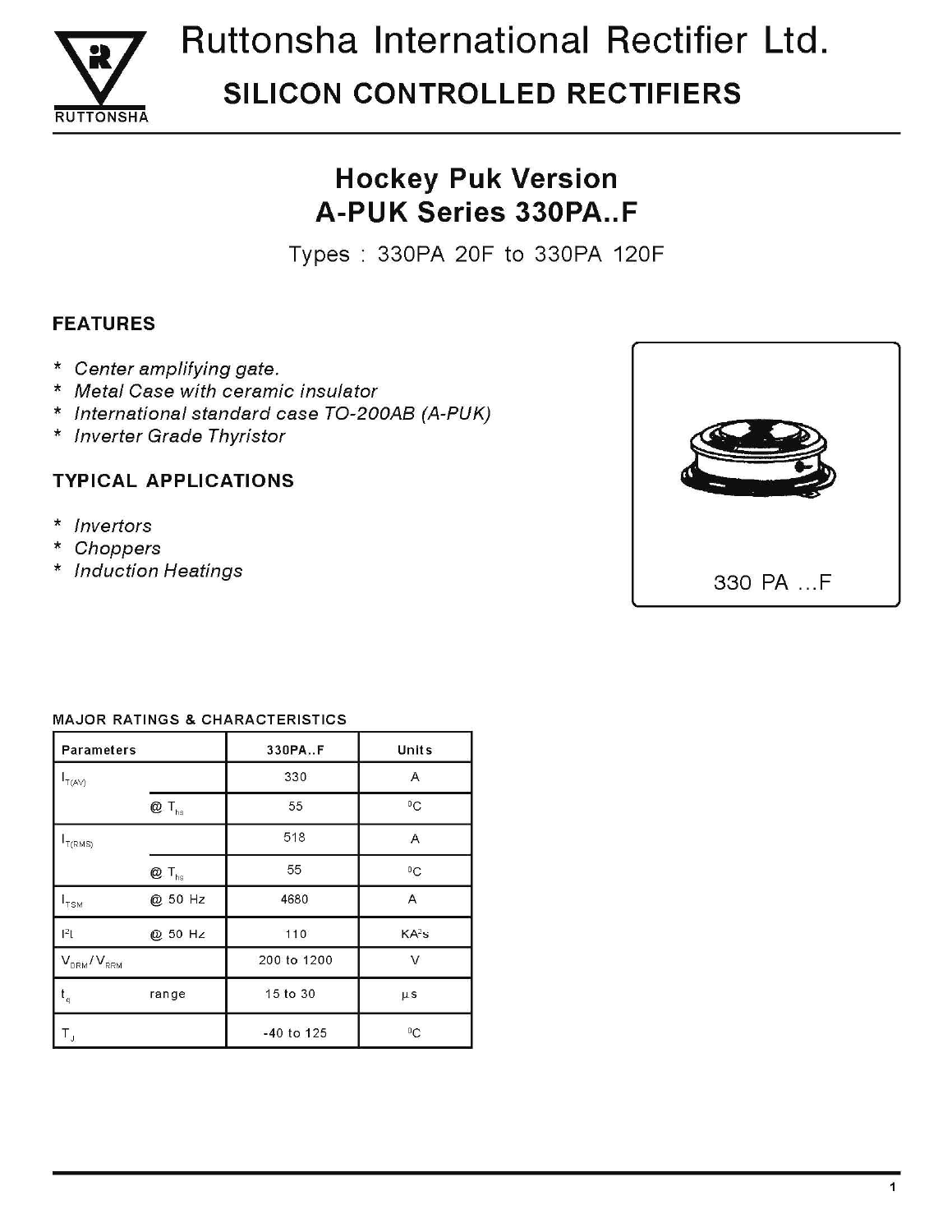# Ruttonsha International Rectifier Ltd.

## SILICON CONTROLLED RECTIFIERS

### Hockey Puk Version
### A-PUK Series 330PA..F

Types : 330PA 20F to 330PA 120F

**FEATURES**

* *Center amplifying gate.*
* *Metal Case with ceramic insulator*
* *International standard case TO-200AB (A-PUK)*
* *Inverter Grade Thyristor*

**TYPICAL APPLICATIONS**

* *Invertors*
* *Choppers*
* *Induction Heatings*

330 PA ...F

**MAJOR RATINGS & CHARACTERISTICS**

| Parameters | | 330PA..F | Units |
|---|---|---|---|
| $I_{T(AV)}$ | | 330 | A |
| | @ $T_{hs}$ | 55 | $^0C$ |
| $I_{T(RMS)}$ | | 518 | A |
| | @ $T_{hs}$ | 55 | $^0C$ |
| $I_{TSM}$ | @ 50 Hz | 4680 | A |
| $I^2t$ | @ 50 Hz | 110 | $KA^2s$ |
| $V_{DRM}/V_{RRM}$ | | 200 to 1200 | V |
| $t_q$ | range | 15 to 30 | µs |
| $T_J$ | | -40 to 125 | $^0C$ |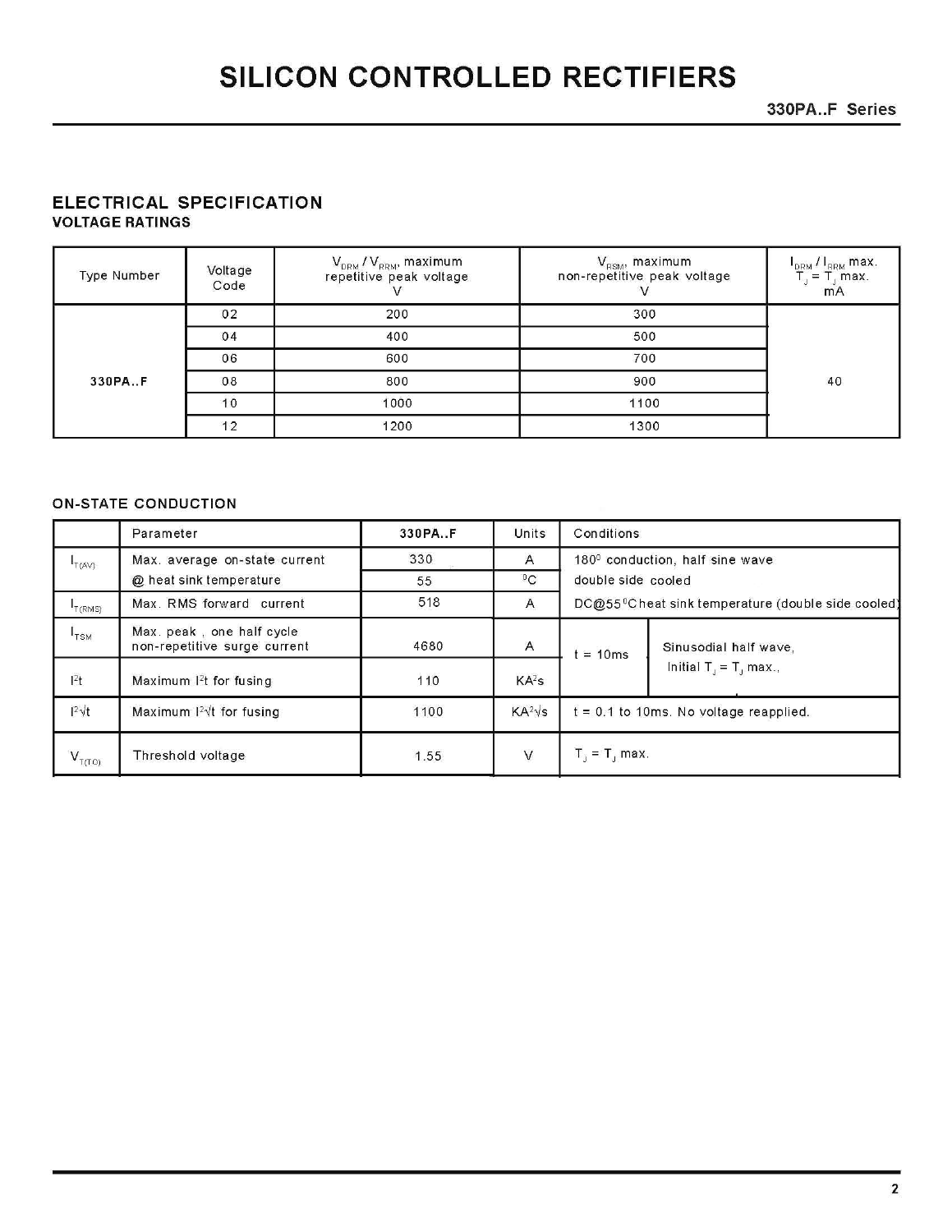# SILICON CONTROLLED RECTIFIERS

## ELECTRICAL SPECIFICATION

### VOLTAGE RATINGS

| Type Number | Voltage Code | $V_{DRM}$ / $V_{RRM}$, maximum repetitive peak voltage V | $V_{RSM}$, maximum non-repetitive peak voltage V | $I_{DRM}$ / $I_{RRM}$ max. $T_J = T_J$ max. mA |
|---|---|---|---|---|
| 330PA..F | 02 | 200 | 300 | 40 |
| | 04 | 400 | 500 | |
| | 06 | 600 | 700 | |
| | 08 | 800 | 900 | |
| | 10 | 1000 | 1100 | |
| | 12 | 1200 | 1300 | |

### ON-STATE CONDUCTION

| | Parameter | 330PA..F | Units | Conditions | |
|---|---|---|---|---|---|
| $I_{T(AV)}$ | Max. average on-state current | 330 | A | $180^0$ conduction, half sine wave | |
| | @ heat sink temperature | 55 | $^0C$ | double side cooled | |
| $I_{T(RMS)}$ | Max. RMS forward current | 518 | A | DC@55$^0$C heat sink temperature (double side cooled) | |
| $I_{TSM}$ | Max. peak , one half cycle non-repetitive surge current | 4680 | A | t = 10ms | Sinusodial half wave, Initial $T_J = T_J$ max., |
| $I^2t$ | Maximum $I^2t$ for fusing | 110 | $KA^2s$ | | |
| $I^2\sqrt{t}$ | Maximum $I^2\sqrt{t}$ for fusing | 1100 | $KA^2\sqrt{s}$ | t = 0.1 to 10ms. No voltage reapplied. | |
| $V_{T(TO)}$ | Threshold voltage | 1.55 | V | $T_J = T_J$ max. | |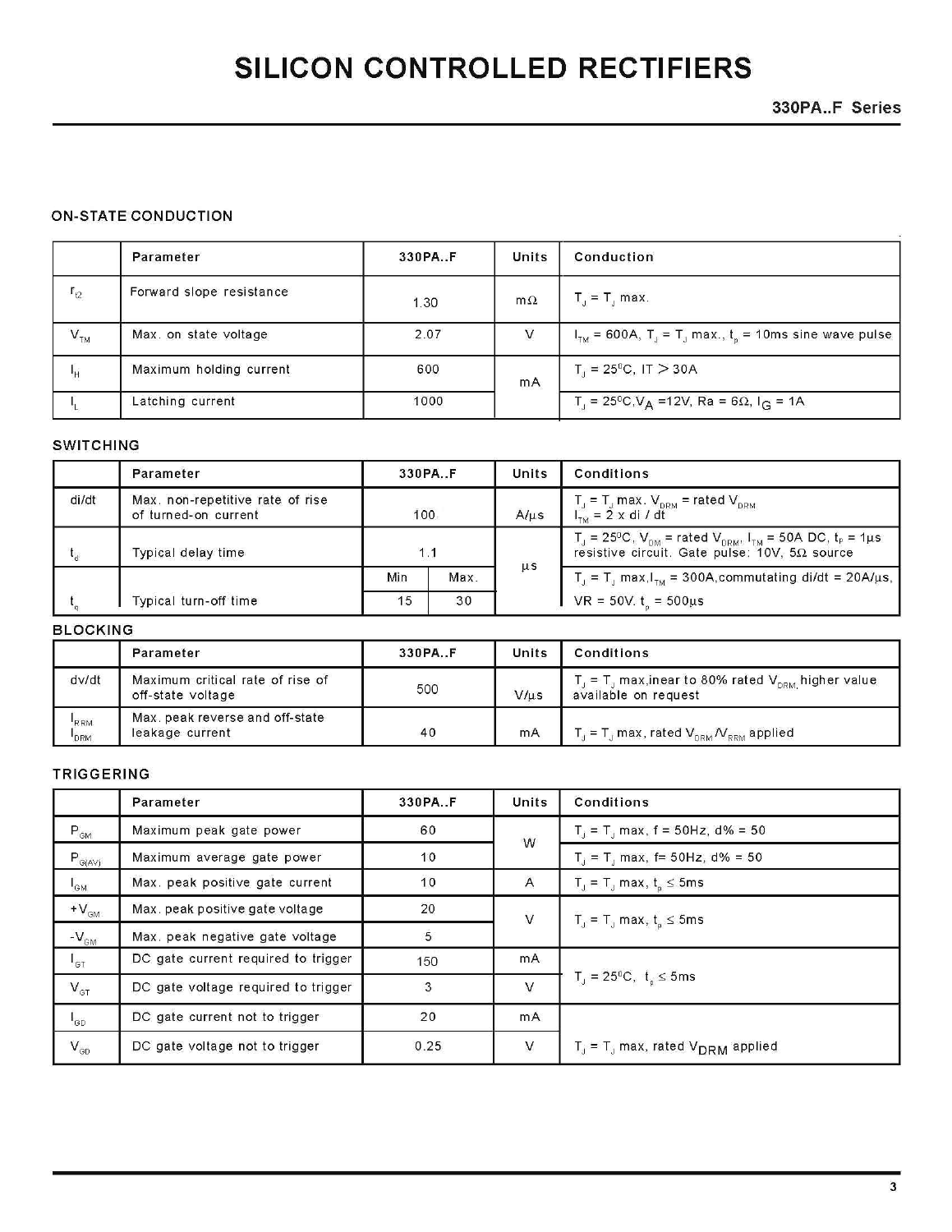# SILICON CONTROLLED RECTIFIERS

**330PA..F Series**

## ON-STATE CONDUCTION

| | Parameter | 330PA..F | Units | Conduction |
|---|---|---|---|---|
| $r_{t2}$ | Forward slope resistance | 1.30 | mΩ | $T_J = T_J$ max. |
| $V_{TM}$ | Max. on state voltage | 2.07 | V | $I_{TM}$ = 600A, $T_J = T_J$ max., $t_p$ = 10ms sine wave pulse |
| $I_H$ | Maximum holding current | 600 | mA | $T_J$ = 25°C, IT > 30A |
| $I_L$ | Latching current | 1000 | mA | $T_J$ = 25°C, $V_A$ = 12V, Ra = 6Ω, $I_G$ = 1A |

## SWITCHING

| | Parameter | 330PA..F | | Units | Conditions |
|---|---|---|---|---|---|
| di/dt | Max. non-repetitive rate of rise of turned-on current | 100 | | A/µs | $T_J = T_J$ max. $V_{DRM}$ = rated $V_{DRM}$ $I_{TM}$ = 2 x di / dt |
| $t_d$ | Typical delay time | 1.1 | | µs | $T_J$ = 25°C, $V_{DM}$ = rated $V_{DRM}$, $I_{TM}$ = 50A DC, $t_P$ = 1µs resistive circuit. Gate pulse: 10V, 5Ω source |
| | | Min | Max. | | |
| $t_q$ | Typical turn-off time | 15 | 30 | µs | $T_J = T_J$ max, $I_{TM}$ = 300A, commutating di/dt = 20A/µs, VR = 50V. $t_p$ = 500µs |

## BLOCKING

| | Parameter | 330PA..F | Units | Conditions |
|---|---|---|---|---|
| dv/dt | Maximum critical rate of rise of off-state voltage | 500 | V/µs | $T_J = T_J$ max,inear to 80% rated $V_{DRM}$, higher value available on request |
| $I_{RRM}$ $I_{DRM}$ | Max. peak reverse and off-state leakage current | 40 | mA | $T_J = T_J$ max, rated $V_{DRM}$/$V_{RRM}$ applied |

## TRIGGERING

| | Parameter | 330PA..F | Units | Conditions |
|---|---|---|---|---|
| $P_{GM}$ | Maximum peak gate power | 60 | W | $T_J = T_J$ max, f = 50Hz, d% = 50 |
| $P_{G(AV)}$ | Maximum average gate power | 10 | W | $T_J = T_J$ max, f= 50Hz, d% = 50 |
| $I_{GM}$ | Max. peak positive gate current | 10 | A | $T_J = T_J$ max, $t_p \leq$ 5ms |
| $+V_{GM}$ | Max. peak positive gate voltage | 20 | V | $T_J = T_J$ max, $t_p \leq$ 5ms |
| $-V_{GM}$ | Max. peak negative gate voltage | 5 | V | $T_J = T_J$ max, $t_p \leq$ 5ms |
| $I_{GT}$ | DC gate current required to trigger | 150 | mA | $T_J$ = 25°C, $t_p \leq$ 5ms |
| $V_{GT}$ | DC gate voltage required to trigger | 3 | V | $T_J$ = 25°C, $t_p \leq$ 5ms |
| $I_{GD}$ | DC gate current not to trigger | 20 | mA | $T_J = T_J$ max, rated $V_{DRM}$ applied |
| $V_{GD}$ | DC gate voltage not to trigger | 0.25 | V | $T_J = T_J$ max, rated $V_{DRM}$ applied |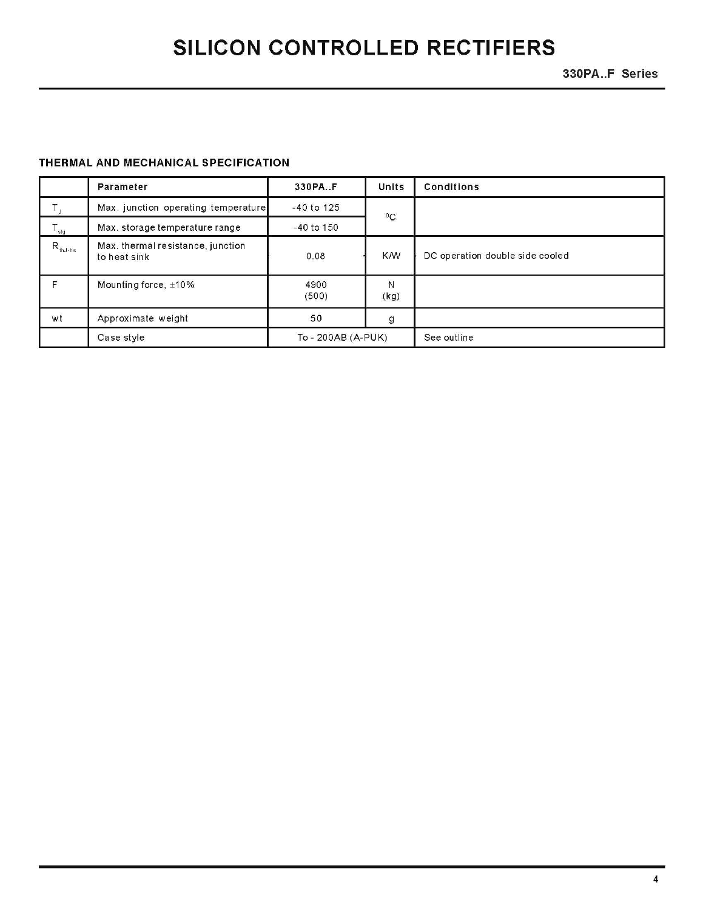## THERMAL AND MECHANICAL SPECIFICATION

| | Parameter | 330PA..F | Units | Conditions |
|---|---|---|---|---|
| $T_J$ | Max. junction operating temperature | -40 to 125 | $^0C$ | |
| $T_{stg}$ | Max. storage temperature range | -40 to 150 | | |
| $R_{thJ-hs}$ | Max. thermal resistance, junction to heat sink | 0.08 | K/W | DC operation double side cooled |
| F | Mounting force, ±10% | 4900<br>(500) | N<br>(kg) | |
| wt | Approximate weight | 50 | g | |
| | Case style | To - 200AB (A-PUK) | | See outline |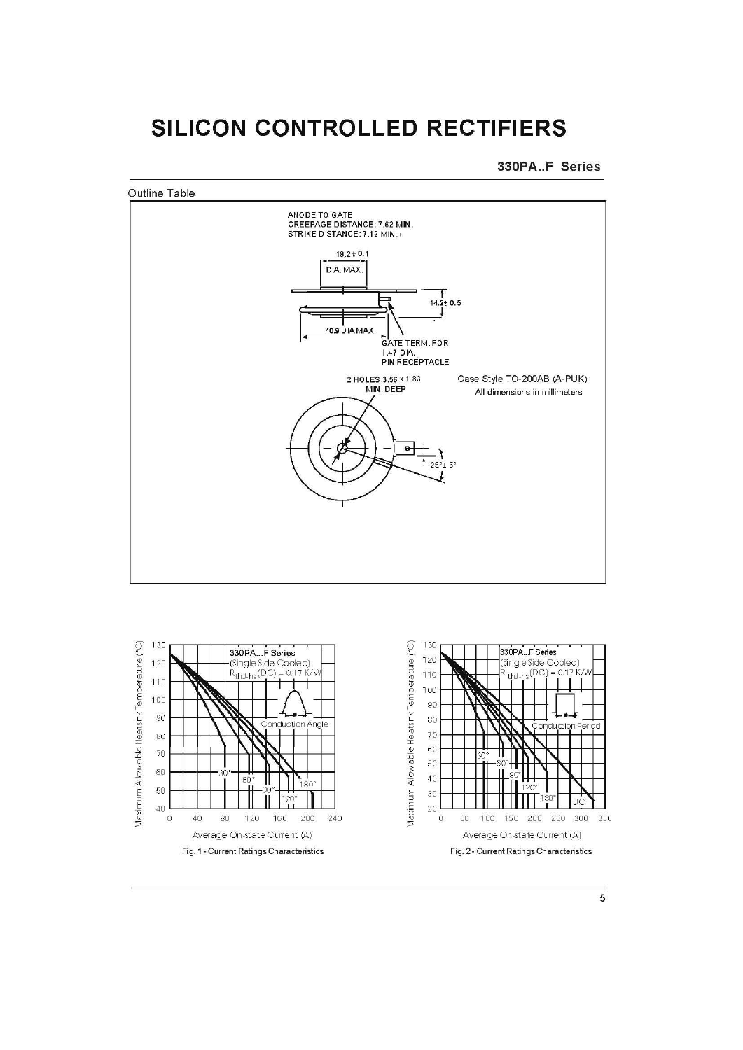# SILICON CONTROLLED RECTIFIERS

**330PA..F Series**

Outline Table

ANODE TO GATE
CREEPAGE DISTANCE: 7.62 MIN.
STRIKE DISTANCE: 7.12 MIN.

19.2 ± 0.1 DIA. MAX.

14.2 ± 0.5

40.9 DIA MAX.

GATE TERM. FOR 1.47 DIA. PIN RECEPTACLE

2 HOLES 3.56 x 1.83 MIN. DEEP

25° ± 5°

Case Style TO-200AB (A-PUK)

All dimensions in millimeters

330PA...F Series (Single Side Cooled) $R_{thJ-hs}$(DC) = 0.17 K/W

Maximum Allowable Heatsink Temperature (°C)

Conduction Angle: 30°, 60°, 90°, 120°, 180°

Average On-state Current (A)

Fig. 1 - Current Ratings Characteristics

330PA...F Series (Single Side Cooled) $R_{thJ-hs}$(DC) = 0.17 K/W

Maximum Allowable Heatsink Temperature (°C)

Conduction Period: 30°, 60°, 90°, 120°, 180°, DC

Average On-state Current (A)

Fig. 2 - Current Ratings Characteristics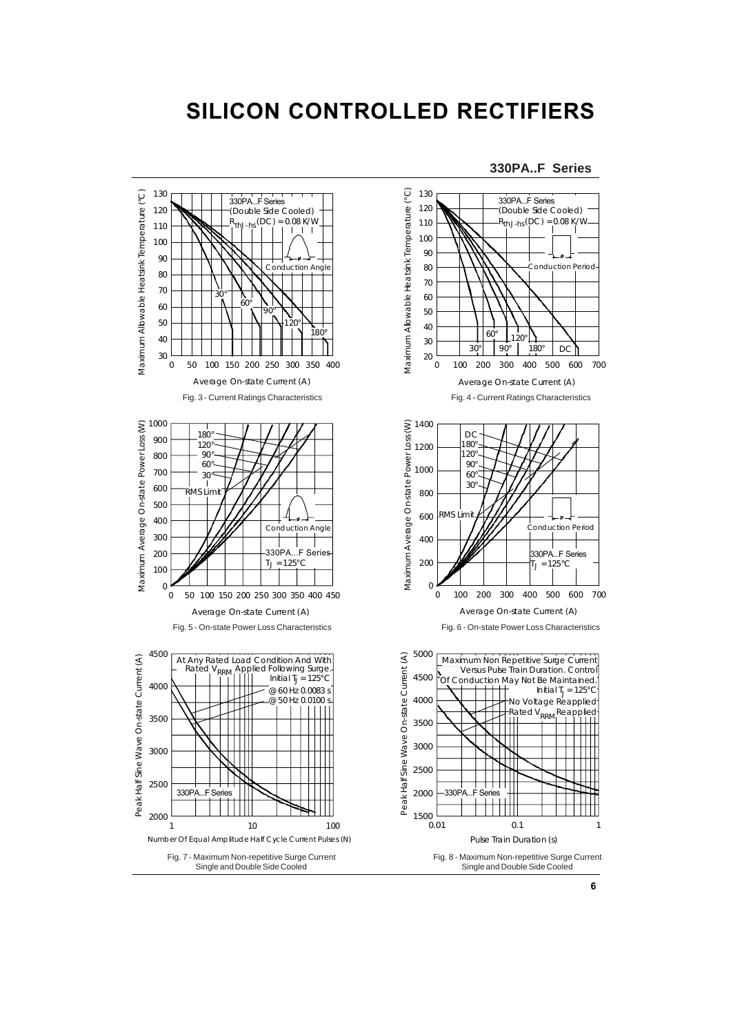# SILICON CONTROLLED RECTIFIERS

**330PA..F Series**

Fig. 3 - Current Ratings Characteristics

Fig. 4 - Current Ratings Characteristics

Fig. 5 - On-state Power Loss Characteristics

Fig. 6 - On-state Power Loss Characteristics

Fig. 7 - Maximum Non-repetitive Surge Current Single and Double Side Cooled

Fig. 8 - Maximum Non-repetitive Surge Current Single and Double Side Cooled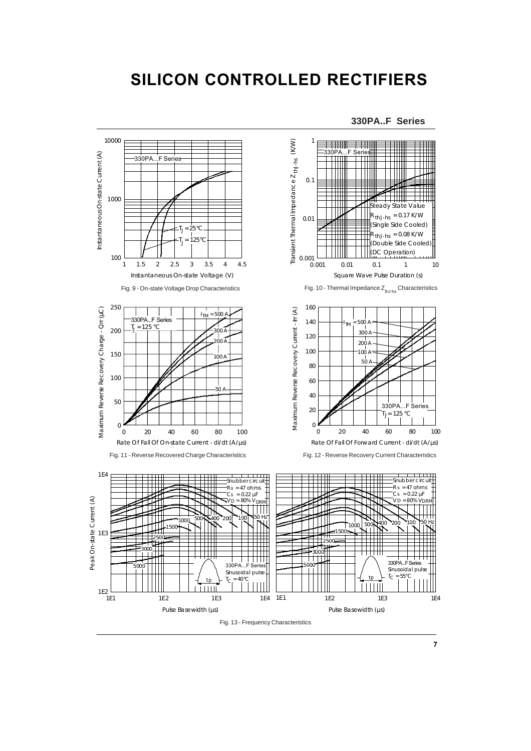# SILICON CONTROLLED RECTIFIERS

## 330PA..F Series

Fig. 9 - On-state Voltage Drop Characteristics

Fig. 10 - Thermal Impedance $Z_{thJ-hs}$ Characteristics

Fig. 11 - Reverse Recovered Charge Characteristics

Fig. 12 - Reverse Recovery Current Characteristics

Fig. 13 - Frequency Characteristics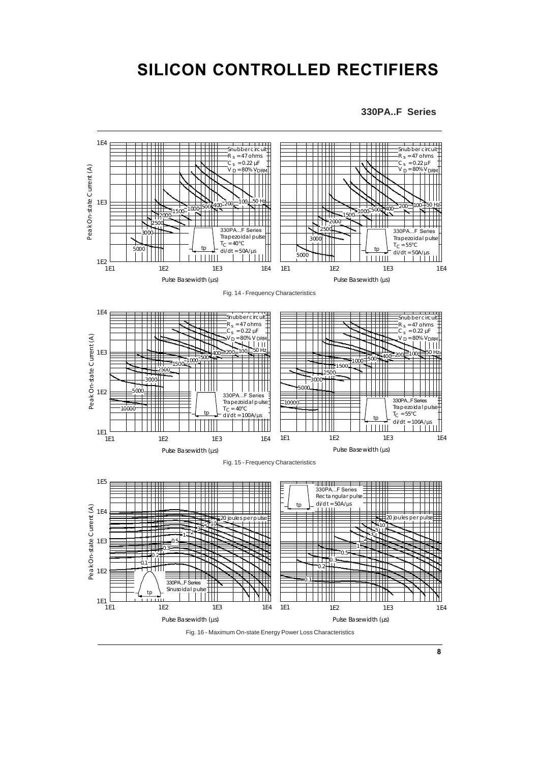# SILICON CONTROLLED RECTIFIERS

**330PA..F Series**

Fig. 14 - Frequency Characteristics

Fig. 15 - Frequency Characteristics

Fig. 16 - Maximum On-state Energy Power Loss Characteristics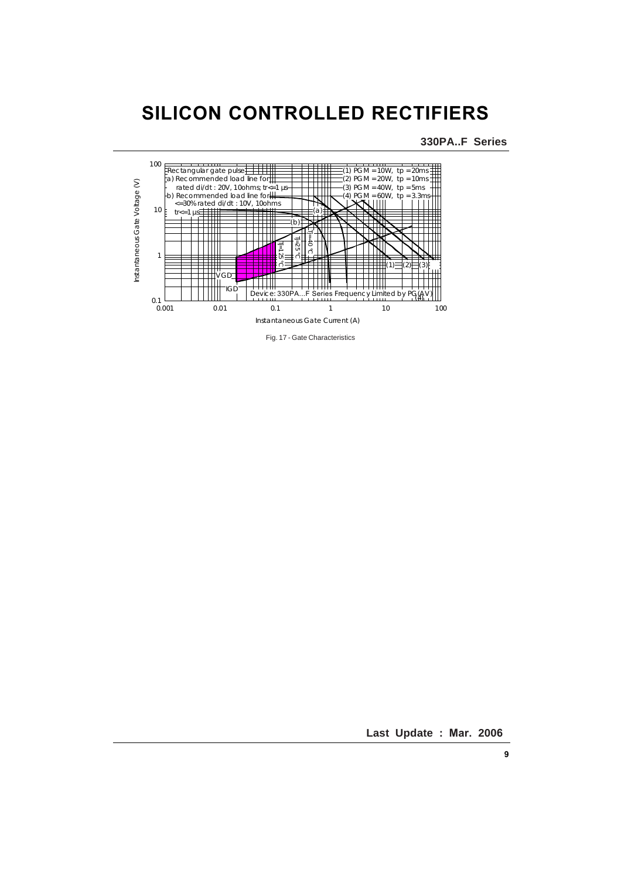# SILICON CONTROLLED RECTIFIERS

**330PA..F Series**

Instantaneous Gate Voltage (V)

100
10
1
0.1

0.001 0.01 0.1 1 10 100

Instantaneous Gate Current (A)

Rectangular gate pulse
a) Recommended load line for
rated di/dt : 20V, 10ohms; tr<=1 µs
b) Recommended load line for
<=30% rated di/dt : 10V, 10ohms
tr<=1 µs

(1) PGM = 10W, tp = 20ms
(2) PGM = 20W, tp = 10ms
(3) PGM = 40W, tp = 5ms
(4) PGM = 60W, tp = 3.3ms

(a)
(b)
Tj=-40 °C
Tj=25 °C
Tj=125 °C
(1) (2) (3) (4)
VGD
IGD
Device: 330PA...F Series Frequency Limited by PG(AV)

Fig. 17 - Gate Characteristics

**Last Update : Mar. 2006**